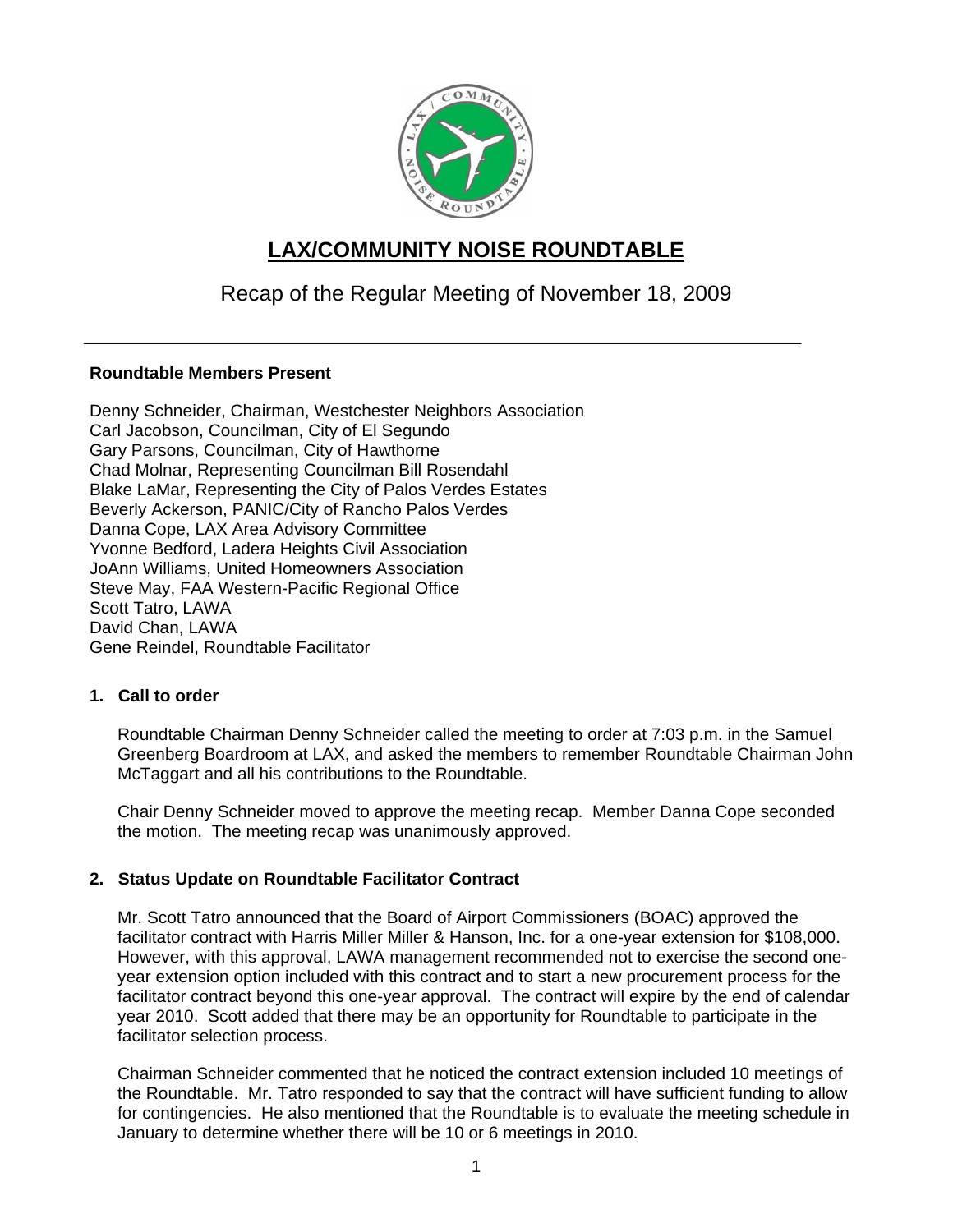# LAX/COMMUNITY NOISE ROUNDTABLE

## Recap of the Regular Meeting of November 18, 2009

---

**Roundtable Members Present**

Denny Schneider, Chairman, Westchester Neighbors Association
Carl Jacobson, Councilman, City of El Segundo
Gary Parsons, Councilman, City of Hawthorne
Chad Molnar, Representing Councilman Bill Rosendahl
Blake LaMar, Representing the City of Palos Verdes Estates
Beverly Ackerson, PANIC/City of Rancho Palos Verdes
Danna Cope, LAX Area Advisory Committee
Yvonne Bedford, Ladera Heights Civil Association
JoAnn Williams, United Homeowners Association
Steve May, FAA Western-Pacific Regional Office
Scott Tatro, LAWA
David Chan, LAWA
Gene Reindel, Roundtable Facilitator

### 1. Call to order

Roundtable Chairman Denny Schneider called the meeting to order at 7:03 p.m. in the Samuel Greenberg Boardroom at LAX, and asked the members to remember Roundtable Chairman John McTaggart and all his contributions to the Roundtable.

Chair Denny Schneider moved to approve the meeting recap. Member Danna Cope seconded the motion. The meeting recap was unanimously approved.

### 2. Status Update on Roundtable Facilitator Contract

Mr. Scott Tatro announced that the Board of Airport Commissioners (BOAC) approved the facilitator contract with Harris Miller Miller & Hanson, Inc. for a one-year extension for $108,000. However, with this approval, LAWA management recommended not to exercise the second one-year extension option included with this contract and to start a new procurement process for the facilitator contract beyond this one-year approval. The contract will expire by the end of calendar year 2010. Scott added that there may be an opportunity for Roundtable to participate in the facilitator selection process.

Chairman Schneider commented that he noticed the contract extension included 10 meetings of the Roundtable. Mr. Tatro responded to say that the contract will have sufficient funding to allow for contingencies. He also mentioned that the Roundtable is to evaluate the meeting schedule in January to determine whether there will be 10 or 6 meetings in 2010.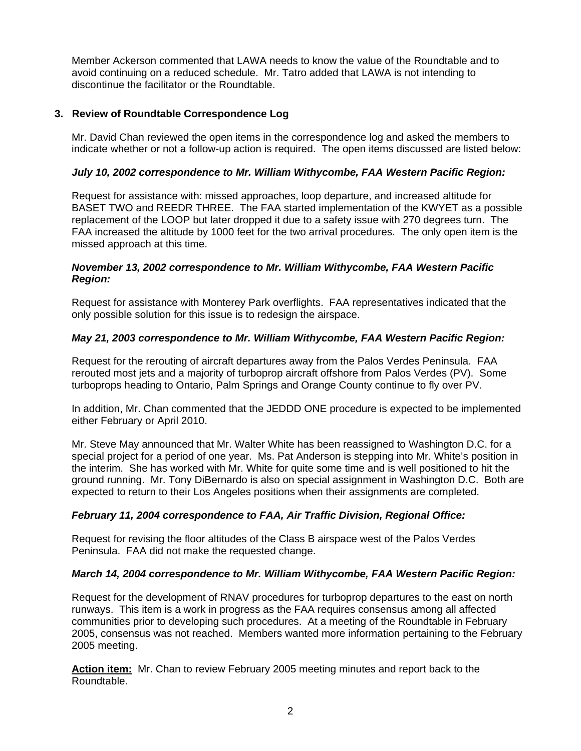Member Ackerson commented that LAWA needs to know the value of the Roundtable and to avoid continuing on a reduced schedule. Mr. Tatro added that LAWA is not intending to discontinue the facilitator or the Roundtable.

### 3. Review of Roundtable Correspondence Log

Mr. David Chan reviewed the open items in the correspondence log and asked the members to indicate whether or not a follow-up action is required. The open items discussed are listed below:

***July 10, 2002 correspondence to Mr. William Withycombe, FAA Western Pacific Region:***

Request for assistance with: missed approaches, loop departure, and increased altitude for BASET TWO and REEDR THREE. The FAA started implementation of the KWYET as a possible replacement of the LOOP but later dropped it due to a safety issue with 270 degrees turn. The FAA increased the altitude by 1000 feet for the two arrival procedures. The only open item is the missed approach at this time.

***November 13, 2002 correspondence to Mr. William Withycombe, FAA Western Pacific Region:***

Request for assistance with Monterey Park overflights. FAA representatives indicated that the only possible solution for this issue is to redesign the airspace.

***May 21, 2003 correspondence to Mr. William Withycombe, FAA Western Pacific Region:***

Request for the rerouting of aircraft departures away from the Palos Verdes Peninsula. FAA rerouted most jets and a majority of turboprop aircraft offshore from Palos Verdes (PV). Some turboprops heading to Ontario, Palm Springs and Orange County continue to fly over PV.

In addition, Mr. Chan commented that the JEDDD ONE procedure is expected to be implemented either February or April 2010.

Mr. Steve May announced that Mr. Walter White has been reassigned to Washington D.C. for a special project for a period of one year. Ms. Pat Anderson is stepping into Mr. White's position in the interim. She has worked with Mr. White for quite some time and is well positioned to hit the ground running. Mr. Tony DiBernardo is also on special assignment in Washington D.C. Both are expected to return to their Los Angeles positions when their assignments are completed.

***February 11, 2004 correspondence to FAA, Air Traffic Division, Regional Office:***

Request for revising the floor altitudes of the Class B airspace west of the Palos Verdes Peninsula. FAA did not make the requested change.

***March 14, 2004 correspondence to Mr. William Withycombe, FAA Western Pacific Region:***

Request for the development of RNAV procedures for turboprop departures to the east on north runways. This item is a work in progress as the FAA requires consensus among all affected communities prior to developing such procedures. At a meeting of the Roundtable in February 2005, consensus was not reached. Members wanted more information pertaining to the February 2005 meeting.

**Action item:** Mr. Chan to review February 2005 meeting minutes and report back to the Roundtable.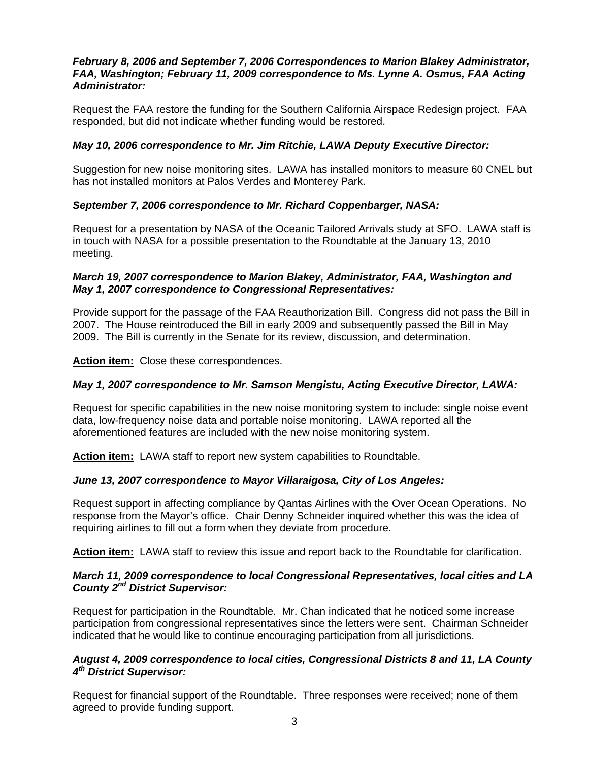***February 8, 2006 and September 7, 2006 Correspondences to Marion Blakey Administrator, FAA, Washington; February 11, 2009 correspondence to Ms. Lynne A. Osmus, FAA Acting Administrator:***

Request the FAA restore the funding for the Southern California Airspace Redesign project. FAA responded, but did not indicate whether funding would be restored.

***May 10, 2006 correspondence to Mr. Jim Ritchie, LAWA Deputy Executive Director:***

Suggestion for new noise monitoring sites. LAWA has installed monitors to measure 60 CNEL but has not installed monitors at Palos Verdes and Monterey Park.

***September 7, 2006 correspondence to Mr. Richard Coppenbarger, NASA:***

Request for a presentation by NASA of the Oceanic Tailored Arrivals study at SFO. LAWA staff is in touch with NASA for a possible presentation to the Roundtable at the January 13, 2010 meeting.

***March 19, 2007 correspondence to Marion Blakey, Administrator, FAA, Washington and May 1, 2007 correspondence to Congressional Representatives:***

Provide support for the passage of the FAA Reauthorization Bill. Congress did not pass the Bill in 2007. The House reintroduced the Bill in early 2009 and subsequently passed the Bill in May 2009. The Bill is currently in the Senate for its review, discussion, and determination.

**Action item:** Close these correspondences.

***May 1, 2007 correspondence to Mr. Samson Mengistu, Acting Executive Director, LAWA:***

Request for specific capabilities in the new noise monitoring system to include: single noise event data, low-frequency noise data and portable noise monitoring. LAWA reported all the aforementioned features are included with the new noise monitoring system.

**Action item:** LAWA staff to report new system capabilities to Roundtable.

***June 13, 2007 correspondence to Mayor Villaraigosa, City of Los Angeles:***

Request support in affecting compliance by Qantas Airlines with the Over Ocean Operations. No response from the Mayor's office. Chair Denny Schneider inquired whether this was the idea of requiring airlines to fill out a form when they deviate from procedure.

**Action item:** LAWA staff to review this issue and report back to the Roundtable for clarification.

***March 11, 2009 correspondence to local Congressional Representatives, local cities and LA County 2nd District Supervisor:***

Request for participation in the Roundtable. Mr. Chan indicated that he noticed some increase participation from congressional representatives since the letters were sent. Chairman Schneider indicated that he would like to continue encouraging participation from all jurisdictions.

***August 4, 2009 correspondence to local cities, Congressional Districts 8 and 11, LA County 4th District Supervisor:***

Request for financial support of the Roundtable. Three responses were received; none of them agreed to provide funding support.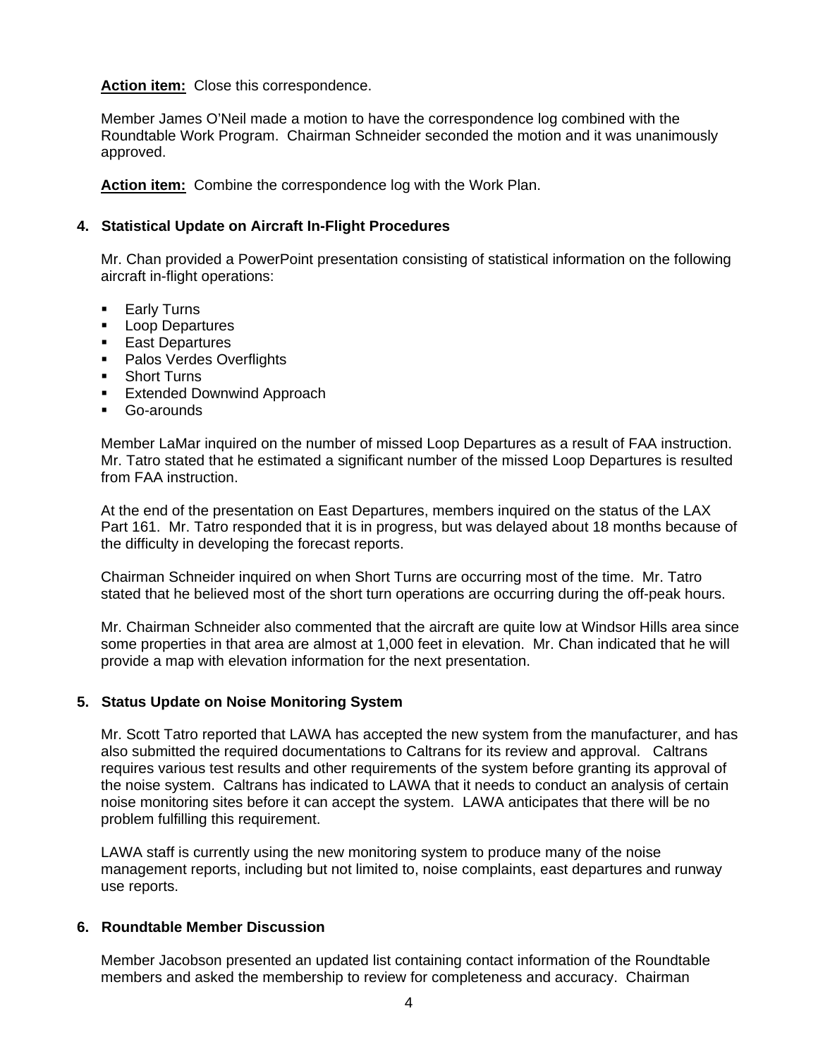**Action item:** Close this correspondence.

Member James O'Neil made a motion to have the correspondence log combined with the Roundtable Work Program. Chairman Schneider seconded the motion and it was unanimously approved.

**Action item:** Combine the correspondence log with the Work Plan.

## 4. Statistical Update on Aircraft In-Flight Procedures

Mr. Chan provided a PowerPoint presentation consisting of statistical information on the following aircraft in-flight operations:

- Early Turns
- Loop Departures
- East Departures
- Palos Verdes Overflights
- Short Turns
- Extended Downwind Approach
- Go-arounds

Member LaMar inquired on the number of missed Loop Departures as a result of FAA instruction. Mr. Tatro stated that he estimated a significant number of the missed Loop Departures is resulted from FAA instruction.

At the end of the presentation on East Departures, members inquired on the status of the LAX Part 161. Mr. Tatro responded that it is in progress, but was delayed about 18 months because of the difficulty in developing the forecast reports.

Chairman Schneider inquired on when Short Turns are occurring most of the time. Mr. Tatro stated that he believed most of the short turn operations are occurring during the off-peak hours.

Mr. Chairman Schneider also commented that the aircraft are quite low at Windsor Hills area since some properties in that area are almost at 1,000 feet in elevation. Mr. Chan indicated that he will provide a map with elevation information for the next presentation.

## 5. Status Update on Noise Monitoring System

Mr. Scott Tatro reported that LAWA has accepted the new system from the manufacturer, and has also submitted the required documentations to Caltrans for its review and approval. Caltrans requires various test results and other requirements of the system before granting its approval of the noise system. Caltrans has indicated to LAWA that it needs to conduct an analysis of certain noise monitoring sites before it can accept the system. LAWA anticipates that there will be no problem fulfilling this requirement.

LAWA staff is currently using the new monitoring system to produce many of the noise management reports, including but not limited to, noise complaints, east departures and runway use reports.

## 6. Roundtable Member Discussion

Member Jacobson presented an updated list containing contact information of the Roundtable members and asked the membership to review for completeness and accuracy. Chairman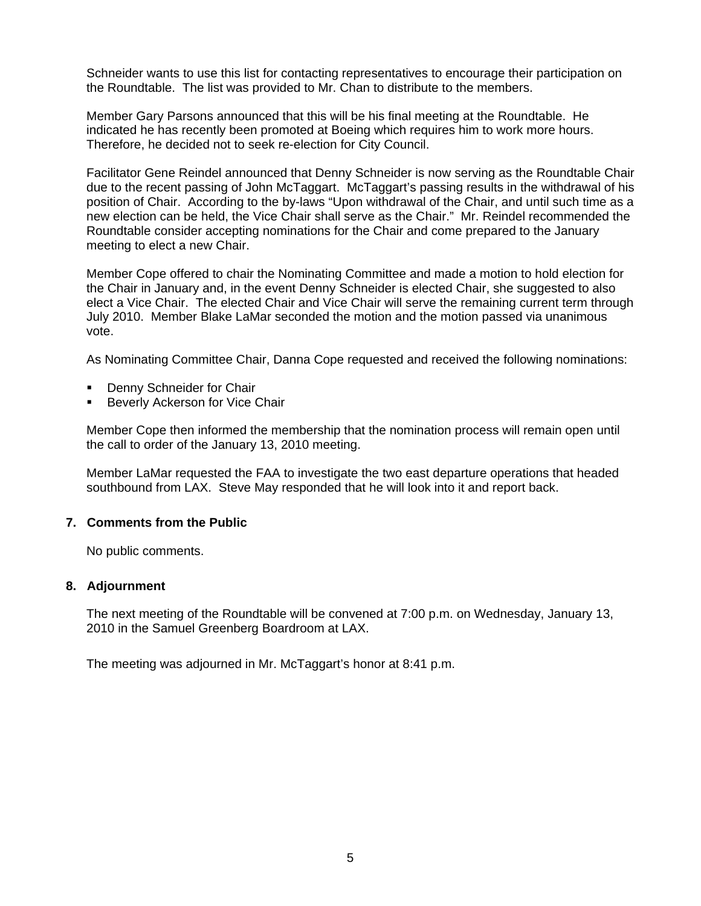Schneider wants to use this list for contacting representatives to encourage their participation on the Roundtable. The list was provided to Mr. Chan to distribute to the members.

Member Gary Parsons announced that this will be his final meeting at the Roundtable. He indicated he has recently been promoted at Boeing which requires him to work more hours. Therefore, he decided not to seek re-election for City Council.

Facilitator Gene Reindel announced that Denny Schneider is now serving as the Roundtable Chair due to the recent passing of John McTaggart. McTaggart's passing results in the withdrawal of his position of Chair. According to the by-laws "Upon withdrawal of the Chair, and until such time as a new election can be held, the Vice Chair shall serve as the Chair." Mr. Reindel recommended the Roundtable consider accepting nominations for the Chair and come prepared to the January meeting to elect a new Chair.

Member Cope offered to chair the Nominating Committee and made a motion to hold election for the Chair in January and, in the event Denny Schneider is elected Chair, she suggested to also elect a Vice Chair. The elected Chair and Vice Chair will serve the remaining current term through July 2010. Member Blake LaMar seconded the motion and the motion passed via unanimous vote.

As Nominating Committee Chair, Danna Cope requested and received the following nominations:

- Denny Schneider for Chair
- Beverly Ackerson for Vice Chair

Member Cope then informed the membership that the nomination process will remain open until the call to order of the January 13, 2010 meeting.

Member LaMar requested the FAA to investigate the two east departure operations that headed southbound from LAX. Steve May responded that he will look into it and report back.

## 7. Comments from the Public

No public comments.

## 8. Adjournment

The next meeting of the Roundtable will be convened at 7:00 p.m. on Wednesday, January 13, 2010 in the Samuel Greenberg Boardroom at LAX.

The meeting was adjourned in Mr. McTaggart's honor at 8:41 p.m.